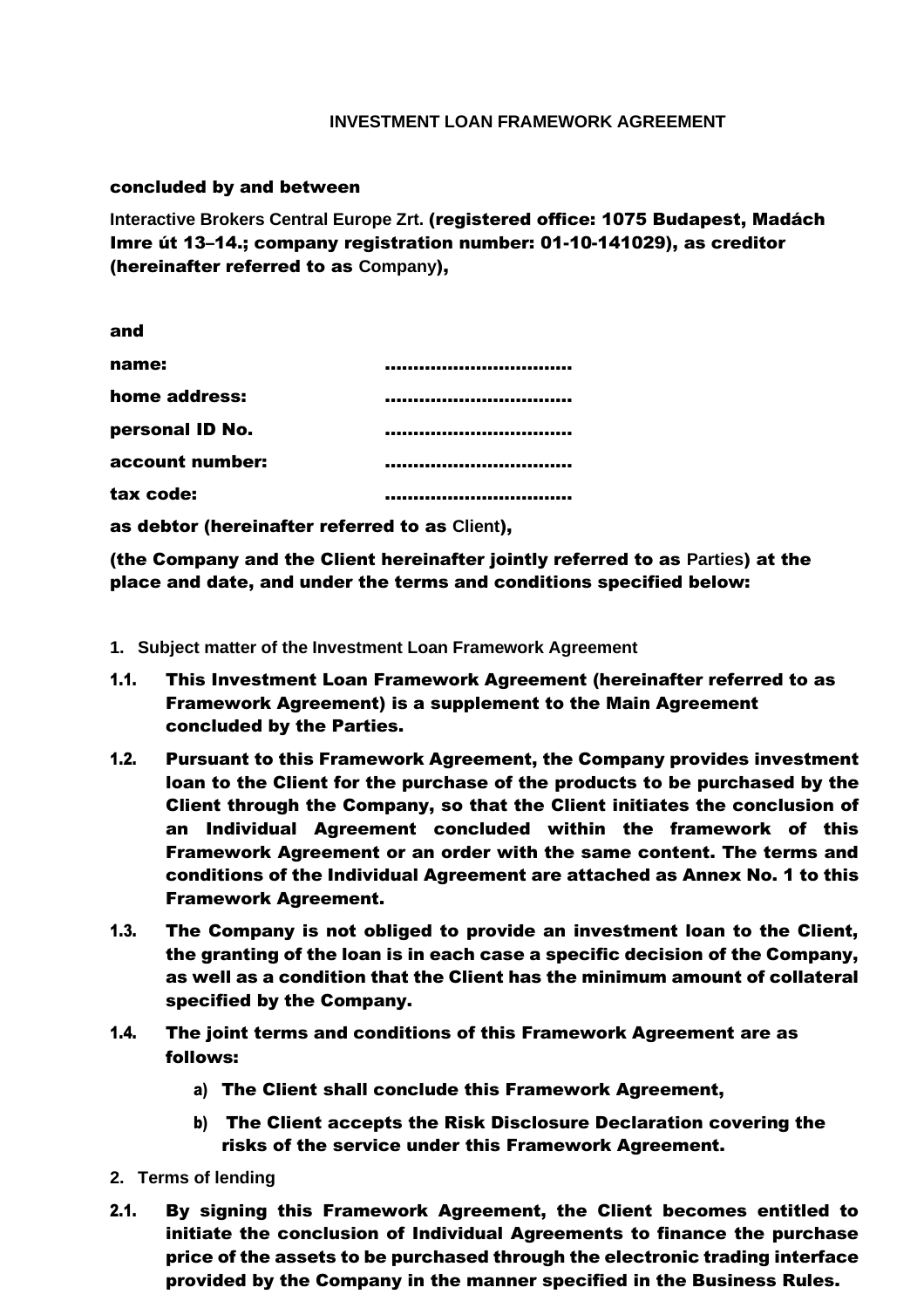# INVESTMENT LOAN FRAMEWORK AGREEMENT

**concluded by and between**

**Interactive Brokers Central Europe Zrt. (registered office: 1075 Budapest, Madách Imre út 13–14.; company registration number: 01-10-141029), as creditor (hereinafter referred to as Company),**

**and**

| | |
|---|---|
| **name:** | **..............................** |
| **home address:** | **..............................** |
| **personal ID No.** | **..............................** |
| **account number:** | **..............................** |
| **tax code:** | **..............................** |

**as debtor (hereinafter referred to as Client),**

**(the Company and the Client hereinafter jointly referred to as Parties) at the place and date, and under the terms and conditions specified below:**

## 1. Subject matter of the Investment Loan Framework Agreement

**1.1.** **This Investment Loan Framework Agreement (hereinafter referred to as Framework Agreement) is a supplement to the Main Agreement concluded by the Parties.**

**1.2.** **Pursuant to this Framework Agreement, the Company provides investment loan to the Client for the purchase of the products to be purchased by the Client through the Company, so that the Client initiates the conclusion of an Individual Agreement concluded within the framework of this Framework Agreement or an order with the same content. The terms and conditions of the Individual Agreement are attached as Annex No. 1 to this Framework Agreement.**

**1.3.** **The Company is not obliged to provide an investment loan to the Client, the granting of the loan is in each case a specific decision of the Company, as well as a condition that the Client has the minimum amount of collateral specified by the Company.**

**1.4.** **The joint terms and conditions of this Framework Agreement are as follows:**

- a) **The Client shall conclude this Framework Agreement,**
- b) **The Client accepts the Risk Disclosure Declaration covering the risks of the service under this Framework Agreement.**

## 2. Terms of lending

**2.1.** **By signing this Framework Agreement, the Client becomes entitled to initiate the conclusion of Individual Agreements to finance the purchase price of the assets to be purchased through the electronic trading interface provided by the Company in the manner specified in the Business Rules.**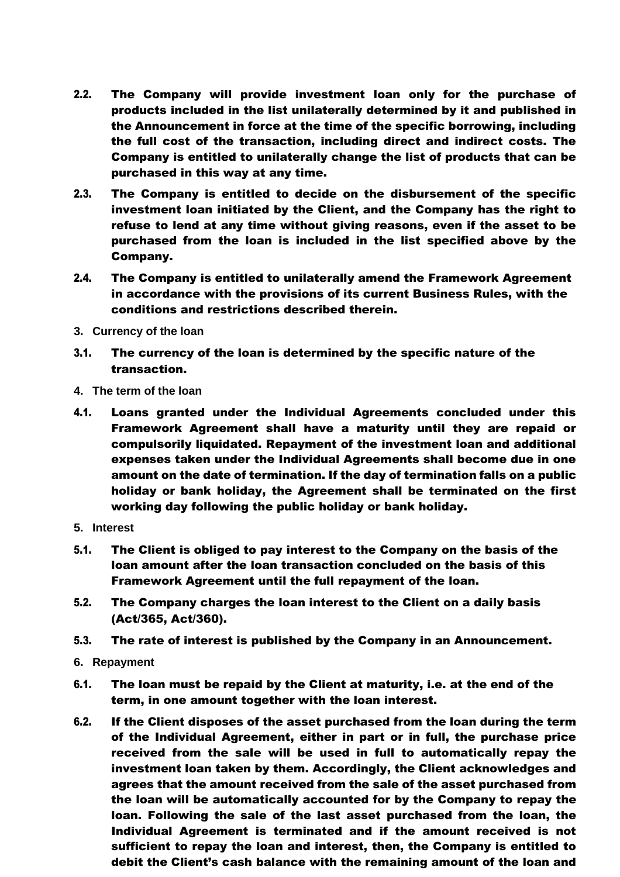**2.2. The Company will provide investment loan only for the purchase of products included in the list unilaterally determined by it and published in the Announcement in force at the time of the specific borrowing, including the full cost of the transaction, including direct and indirect costs. The Company is entitled to unilaterally change the list of products that can be purchased in this way at any time.**

**2.3. The Company is entitled to decide on the disbursement of the specific investment loan initiated by the Client, and the Company has the right to refuse to lend at any time without giving reasons, even if the asset to be purchased from the loan is included in the list specified above by the Company.**

**2.4. The Company is entitled to unilaterally amend the Framework Agreement in accordance with the provisions of its current Business Rules, with the conditions and restrictions described therein.**

**3. Currency of the loan**

**3.1. The currency of the loan is determined by the specific nature of the transaction.**

**4. The term of the loan**

**4.1. Loans granted under the Individual Agreements concluded under this Framework Agreement shall have a maturity until they are repaid or compulsorily liquidated. Repayment of the investment loan and additional expenses taken under the Individual Agreements shall become due in one amount on the date of termination. If the day of termination falls on a public holiday or bank holiday, the Agreement shall be terminated on the first working day following the public holiday or bank holiday.**

**5. Interest**

**5.1. The Client is obliged to pay interest to the Company on the basis of the loan amount after the loan transaction concluded on the basis of this Framework Agreement until the full repayment of the loan.**

**5.2. The Company charges the loan interest to the Client on a daily basis (Act/365, Act/360).**

**5.3. The rate of interest is published by the Company in an Announcement.**

**6. Repayment**

**6.1. The loan must be repaid by the Client at maturity, i.e. at the end of the term, in one amount together with the loan interest.**

**6.2. If the Client disposes of the asset purchased from the loan during the term of the Individual Agreement, either in part or in full, the purchase price received from the sale will be used in full to automatically repay the investment loan taken by them. Accordingly, the Client acknowledges and agrees that the amount received from the sale of the asset purchased from the loan will be automatically accounted for by the Company to repay the loan. Following the sale of the last asset purchased from the loan, the Individual Agreement is terminated and if the amount received is not sufficient to repay the loan and interest, then, the Company is entitled to debit the Client's cash balance with the remaining amount of the loan and**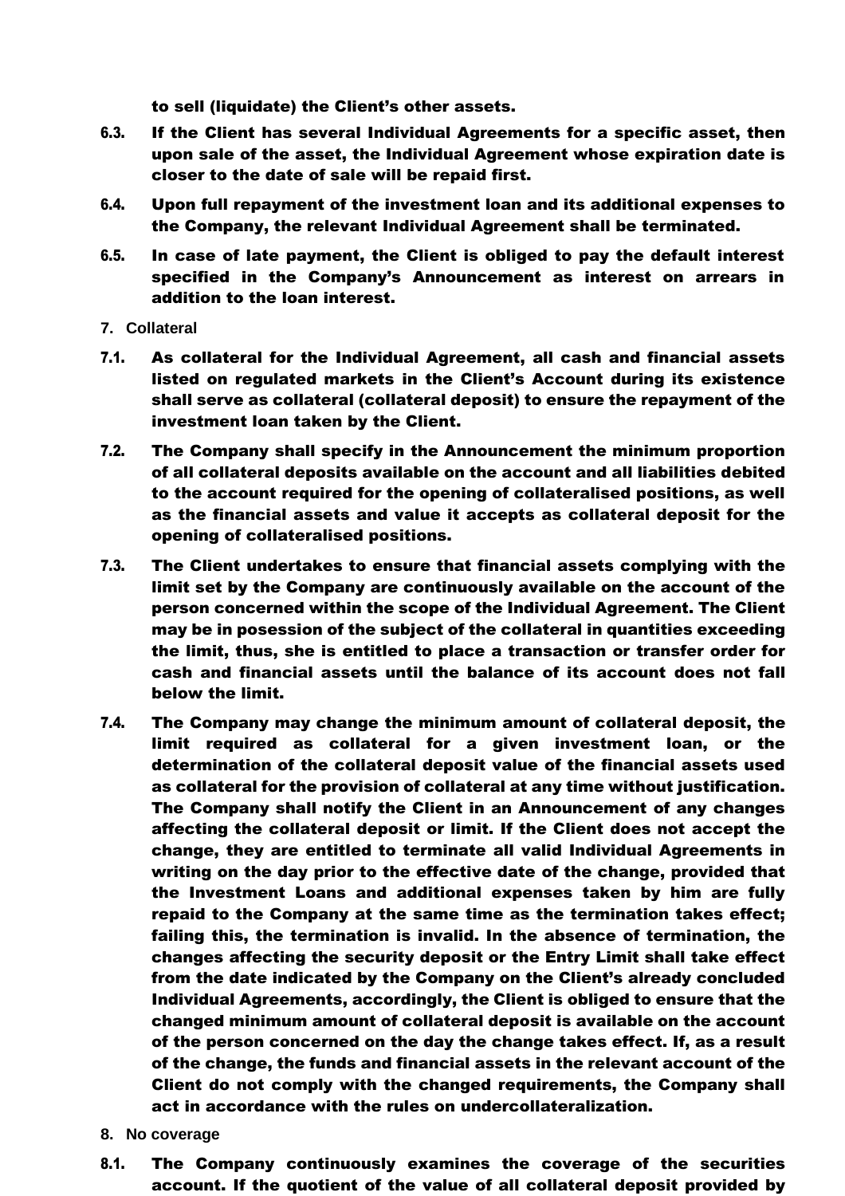to sell (liquidate) the Client's other assets.

**6.3.** **If the Client has several Individual Agreements for a specific asset, then upon sale of the asset, the Individual Agreement whose expiration date is closer to the date of sale will be repaid first.**

**6.4.** **Upon full repayment of the investment loan and its additional expenses to the Company, the relevant Individual Agreement shall be terminated.**

**6.5.** **In case of late payment, the Client is obliged to pay the default interest specified in the Company's Announcement as interest on arrears in addition to the loan interest.**

**7. Collateral**

**7.1.** **As collateral for the Individual Agreement, all cash and financial assets listed on regulated markets in the Client's Account during its existence shall serve as collateral (collateral deposit) to ensure the repayment of the investment loan taken by the Client.**

**7.2.** **The Company shall specify in the Announcement the minimum proportion of all collateral deposits available on the account and all liabilities debited to the account required for the opening of collateralised positions, as well as the financial assets and value it accepts as collateral deposit for the opening of collateralised positions.**

**7.3.** **The Client undertakes to ensure that financial assets complying with the limit set by the Company are continuously available on the account of the person concerned within the scope of the Individual Agreement. The Client may be in posession of the subject of the collateral in quantities exceeding the limit, thus, she is entitled to place a transaction or transfer order for cash and financial assets until the balance of its account does not fall below the limit.**

**7.4.** **The Company may change the minimum amount of collateral deposit, the limit required as collateral for a given investment loan, or the determination of the collateral deposit value of the financial assets used as collateral for the provision of collateral at any time without justification. The Company shall notify the Client in an Announcement of any changes affecting the collateral deposit or limit. If the Client does not accept the change, they are entitled to terminate all valid Individual Agreements in writing on the day prior to the effective date of the change, provided that the Investment Loans and additional expenses taken by him are fully repaid to the Company at the same time as the termination takes effect; failing this, the termination is invalid. In the absence of termination, the changes affecting the security deposit or the Entry Limit shall take effect from the date indicated by the Company on the Client's already concluded Individual Agreements, accordingly, the Client is obliged to ensure that the changed minimum amount of collateral deposit is available on the account of the person concerned on the day the change takes effect. If, as a result of the change, the funds and financial assets in the relevant account of the Client do not comply with the changed requirements, the Company shall act in accordance with the rules on undercollateralization.**

**8. No coverage**

**8.1.** **The Company continuously examines the coverage of the securities account. If the quotient of the value of all collateral deposit provided by**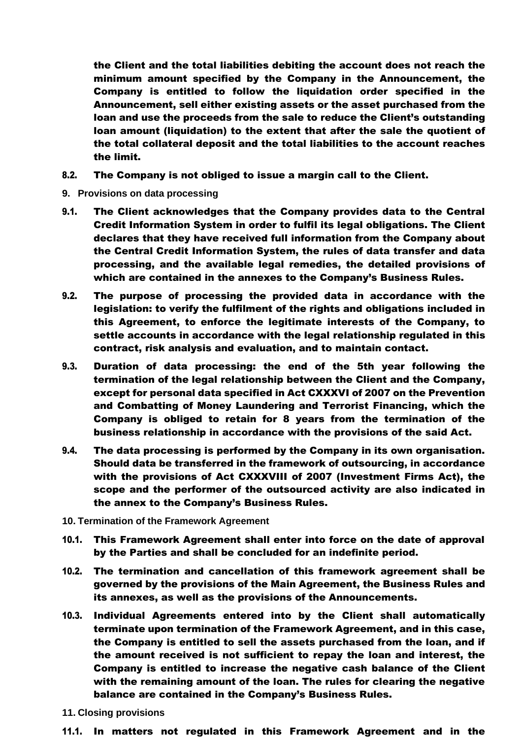**the Client and the total liabilities debiting the account does not reach the minimum amount specified by the Company in the Announcement, the Company is entitled to follow the liquidation order specified in the Announcement, sell either existing assets or the asset purchased from the loan and use the proceeds from the sale to reduce the Client's outstanding loan amount (liquidation) to the extent that after the sale the quotient of the total collateral deposit and the total liabilities to the account reaches the limit.**

**8.2.** **The Company is not obliged to issue a margin call to the Client.**

## 9. Provisions on data processing

**9.1.** **The Client acknowledges that the Company provides data to the Central Credit Information System in order to fulfil its legal obligations. The Client declares that they have received full information from the Company about the Central Credit Information System, the rules of data transfer and data processing, and the available legal remedies, the detailed provisions of which are contained in the annexes to the Company's Business Rules.**

**9.2.** **The purpose of processing the provided data in accordance with the legislation: to verify the fulfilment of the rights and obligations included in this Agreement, to enforce the legitimate interests of the Company, to settle accounts in accordance with the legal relationship regulated in this contract, risk analysis and evaluation, and to maintain contact.**

**9.3.** **Duration of data processing: the end of the 5th year following the termination of the legal relationship between the Client and the Company, except for personal data specified in Act CXXXVI of 2007 on the Prevention and Combatting of Money Laundering and Terrorist Financing, which the Company is obliged to retain for 8 years from the termination of the business relationship in accordance with the provisions of the said Act.**

**9.4.** **The data processing is performed by the Company in its own organisation. Should data be transferred in the framework of outsourcing, in accordance with the provisions of Act CXXXVIII of 2007 (Investment Firms Act), the scope and the performer of the outsourced activity are also indicated in the annex to the Company's Business Rules.**

## 10. Termination of the Framework Agreement

**10.1.** **This Framework Agreement shall enter into force on the date of approval by the Parties and shall be concluded for an indefinite period.**

**10.2.** **The termination and cancellation of this framework agreement shall be governed by the provisions of the Main Agreement, the Business Rules and its annexes, as well as the provisions of the Announcements.**

**10.3.** **Individual Agreements entered into by the Client shall automatically terminate upon termination of the Framework Agreement, and in this case, the Company is entitled to sell the assets purchased from the loan, and if the amount received is not sufficient to repay the loan and interest, the Company is entitled to increase the negative cash balance of the Client with the remaining amount of the loan. The rules for clearing the negative balance are contained in the Company's Business Rules.**

## 11. Closing provisions

**11.1.** **In matters not regulated in this Framework Agreement and in the**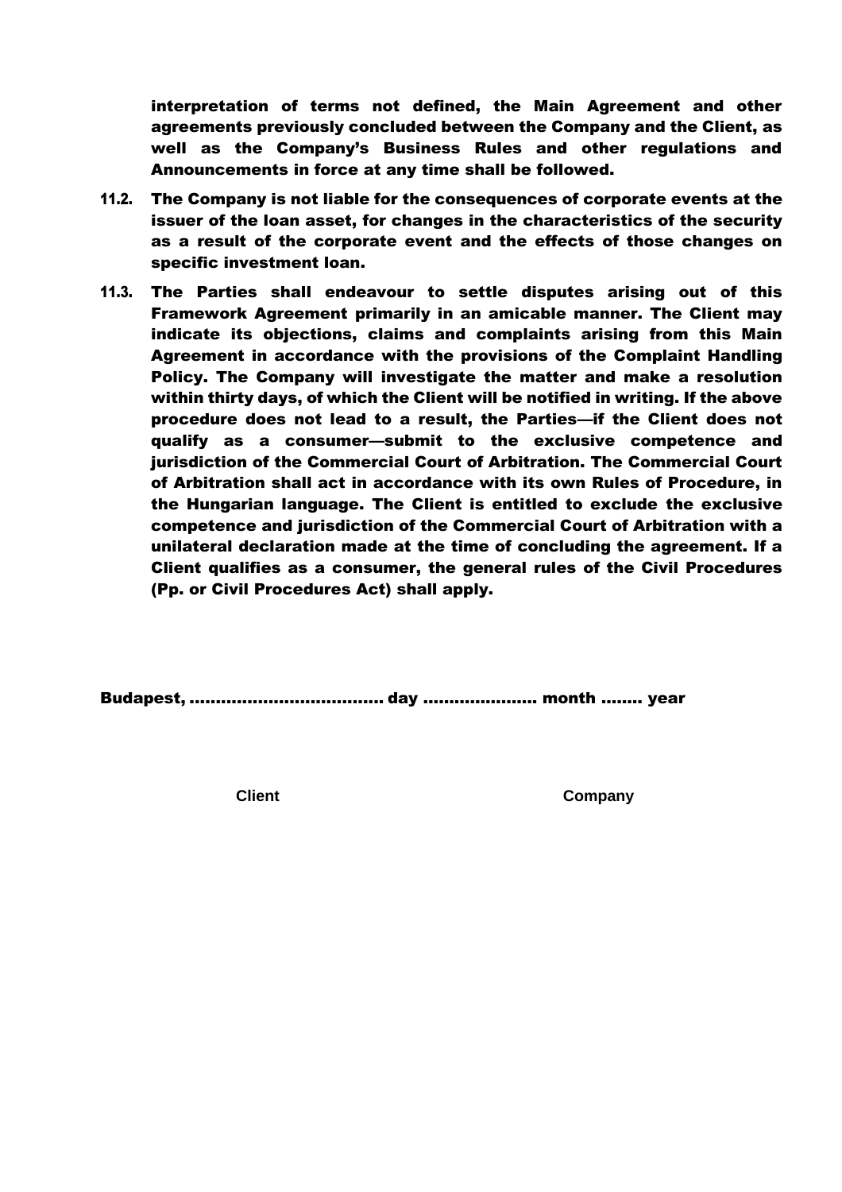**interpretation of terms not defined, the Main Agreement and other agreements previously concluded between the Company and the Client, as well as the Company's Business Rules and other regulations and Announcements in force at any time shall be followed.**

**11.2.** **The Company is not liable for the consequences of corporate events at the issuer of the loan asset, for changes in the characteristics of the security as a result of the corporate event and the effects of those changes on specific investment loan.**

**11.3.** **The Parties shall endeavour to settle disputes arising out of this Framework Agreement primarily in an amicable manner. The Client may indicate its objections, claims and complaints arising from this Main Agreement in accordance with the provisions of the Complaint Handling Policy. The Company will investigate the matter and make a resolution within thirty days, of which the Client will be notified in writing. If the above procedure does not lead to a result, the Parties—if the Client does not qualify as a consumer—submit to the exclusive competence and jurisdiction of the Commercial Court of Arbitration. The Commercial Court of Arbitration shall act in accordance with its own Rules of Procedure, in the Hungarian language. The Client is entitled to exclude the exclusive competence and jurisdiction of the Commercial Court of Arbitration with a unilateral declaration made at the time of concluding the agreement. If a Client qualifies as a consumer, the general rules of the Civil Procedures (Pp. or Civil Procedures Act) shall apply.**

**Budapest, .................................... day ..................... month ........ year**

**Client** **Company**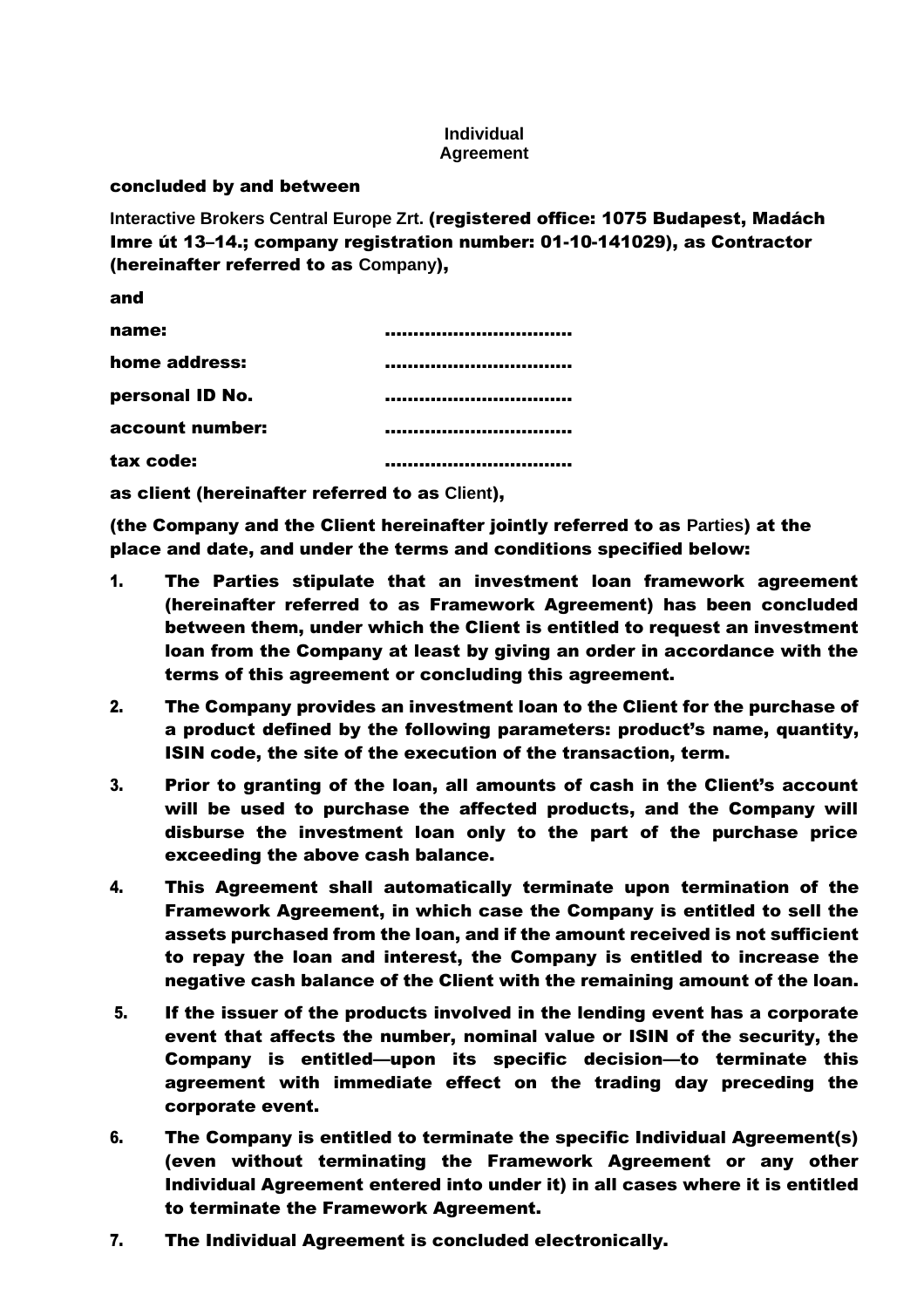**Individual Agreement**

**concluded by and between**

**Interactive Brokers Central Europe Zrt. (registered office: 1075 Budapest, Madách Imre út 13–14.; company registration number: 01-10-141029), as Contractor (hereinafter referred to as Company),**

**and**

| | |
|---|---|
| **name:** | **..............................** |
| **home address:** | **..............................** |
| **personal ID No.** | **..............................** |
| **account number:** | **..............................** |
| **tax code:** | **..............................** |

**as client (hereinafter referred to as Client),**

**(the Company and the Client hereinafter jointly referred to as Parties) at the place and date, and under the terms and conditions specified below:**

1. **The Parties stipulate that an investment loan framework agreement (hereinafter referred to as Framework Agreement) has been concluded between them, under which the Client is entitled to request an investment loan from the Company at least by giving an order in accordance with the terms of this agreement or concluding this agreement.**
2. **The Company provides an investment loan to the Client for the purchase of a product defined by the following parameters: product's name, quantity, ISIN code, the site of the execution of the transaction, term.**
3. **Prior to granting of the loan, all amounts of cash in the Client's account will be used to purchase the affected products, and the Company will disburse the investment loan only to the part of the purchase price exceeding the above cash balance.**
4. **This Agreement shall automatically terminate upon termination of the Framework Agreement, in which case the Company is entitled to sell the assets purchased from the loan, and if the amount received is not sufficient to repay the loan and interest, the Company is entitled to increase the negative cash balance of the Client with the remaining amount of the loan.**
5. **If the issuer of the products involved in the lending event has a corporate event that affects the number, nominal value or ISIN of the security, the Company is entitled—upon its specific decision—to terminate this agreement with immediate effect on the trading day preceding the corporate event.**
6. **The Company is entitled to terminate the specific Individual Agreement(s) (even without terminating the Framework Agreement or any other Individual Agreement entered into under it) in all cases where it is entitled to terminate the Framework Agreement.**
7. **The Individual Agreement is concluded electronically.**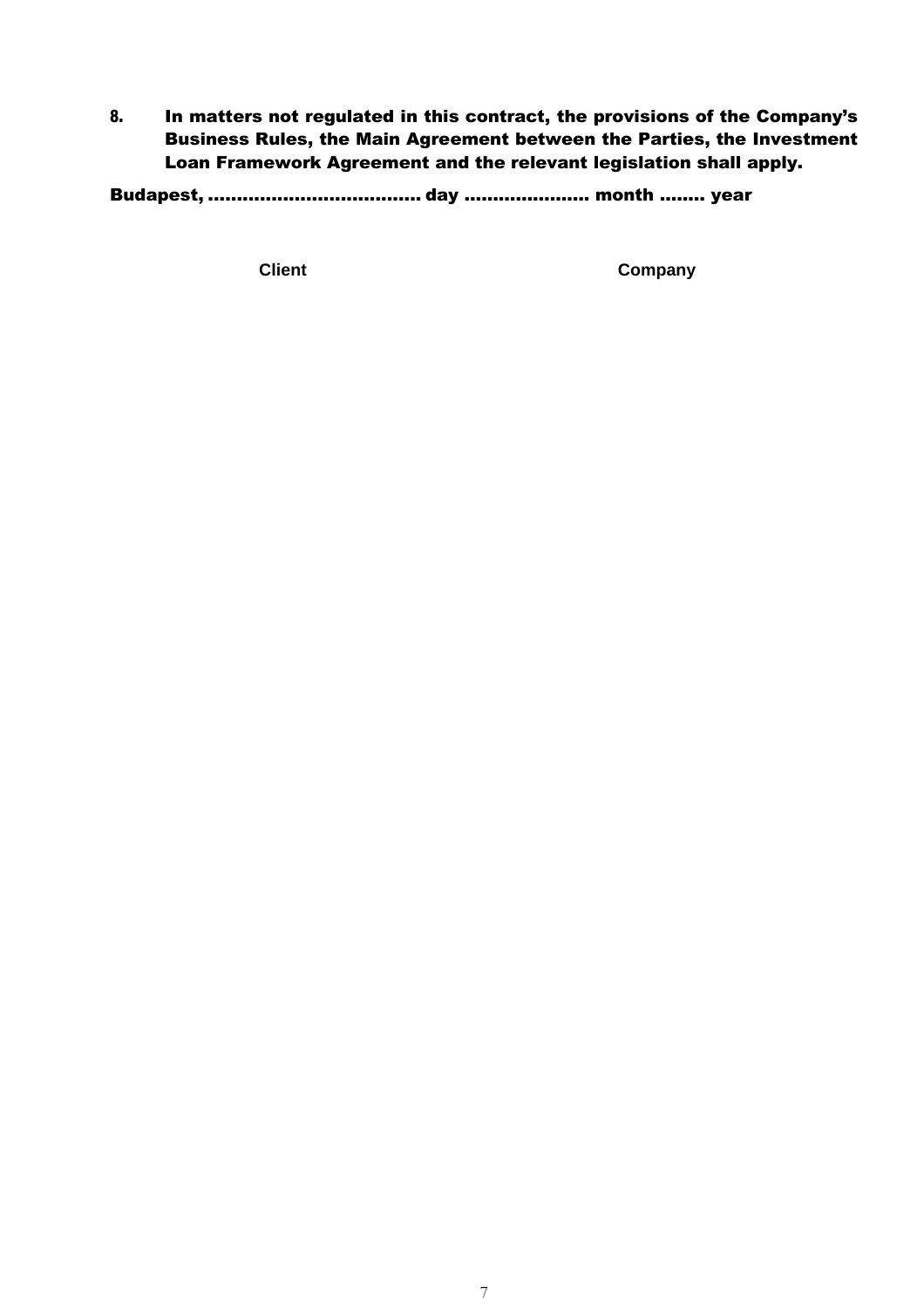8. **In matters not regulated in this contract, the provisions of the Company's Business Rules, the Main Agreement between the Parties, the Investment Loan Framework Agreement and the relevant legislation shall apply.**

**Budapest, ................................... day ..................... month ........ year**

**Client** **Company**